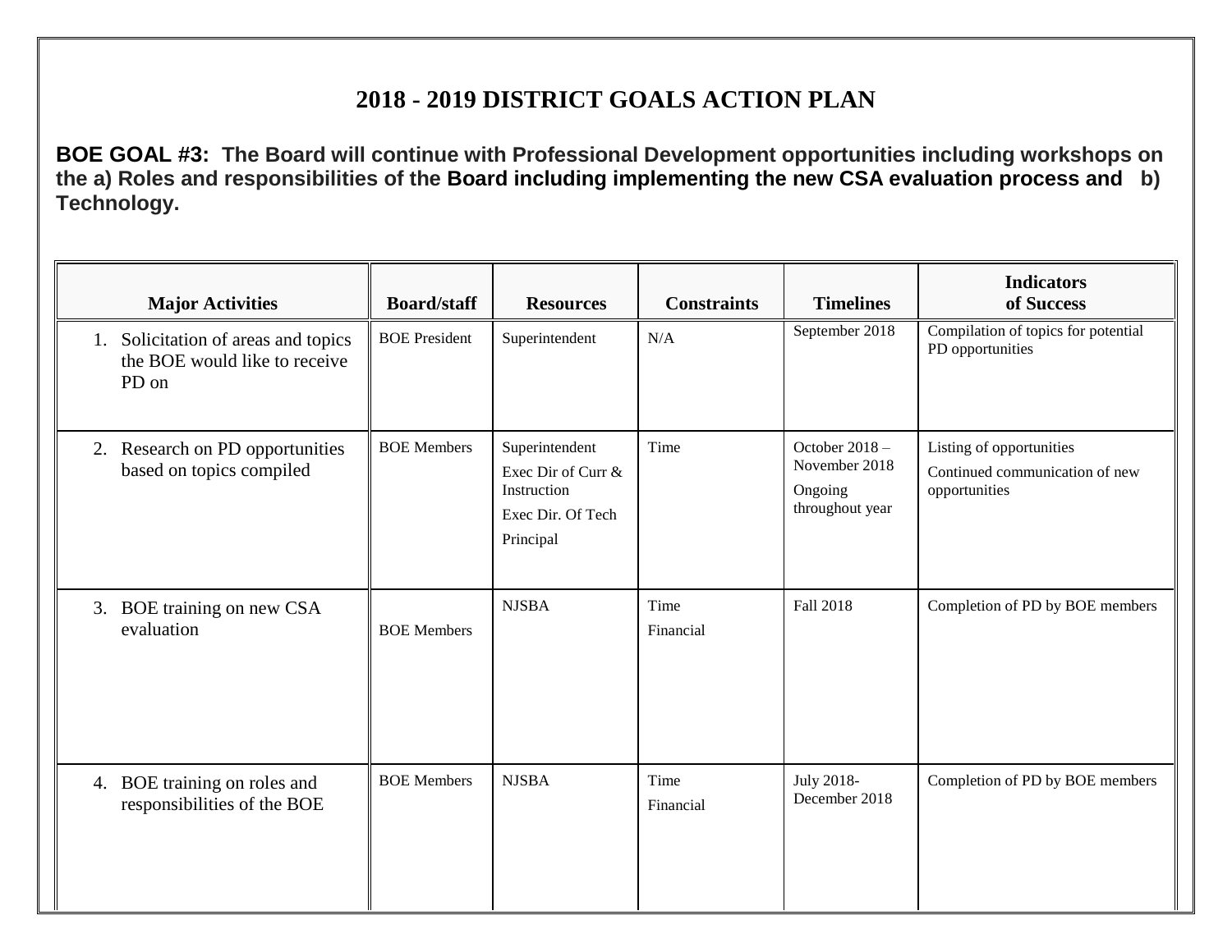# 2018 - 2019 DISTRICT GOALS ACTION PLAN

**BOE GOAL #3: The Board will continue with Professional Development opportunities including workshops on the a) Roles and responsibilities of the Board including implementing the new CSA evaluation process and b) Technology.**

| Major Activities | Board/staff | Resources | Constraints | Timelines | Indicators of Success |
|---|---|---|---|---|---|
| 1. Solicitation of areas and topics the BOE would like to receive PD on | BOE President | Superintendent | N/A | September 2018 | Compilation of topics for potential PD opportunities |
| 2. Research on PD opportunities based on topics compiled | BOE Members | Superintendent<br>Exec Dir of Curr & Instruction<br>Exec Dir. Of Tech<br>Principal | Time | October 2018 – November 2018<br>Ongoing throughout year | Listing of opportunities<br>Continued communication of new opportunities |
| 3. BOE training on new CSA evaluation | BOE Members | NJSBA | Time<br>Financial | Fall 2018 | Completion of PD by BOE members |
| 4. BOE training on roles and responsibilities of the BOE | BOE Members | NJSBA | Time<br>Financial | July 2018- December 2018 | Completion of PD by BOE members |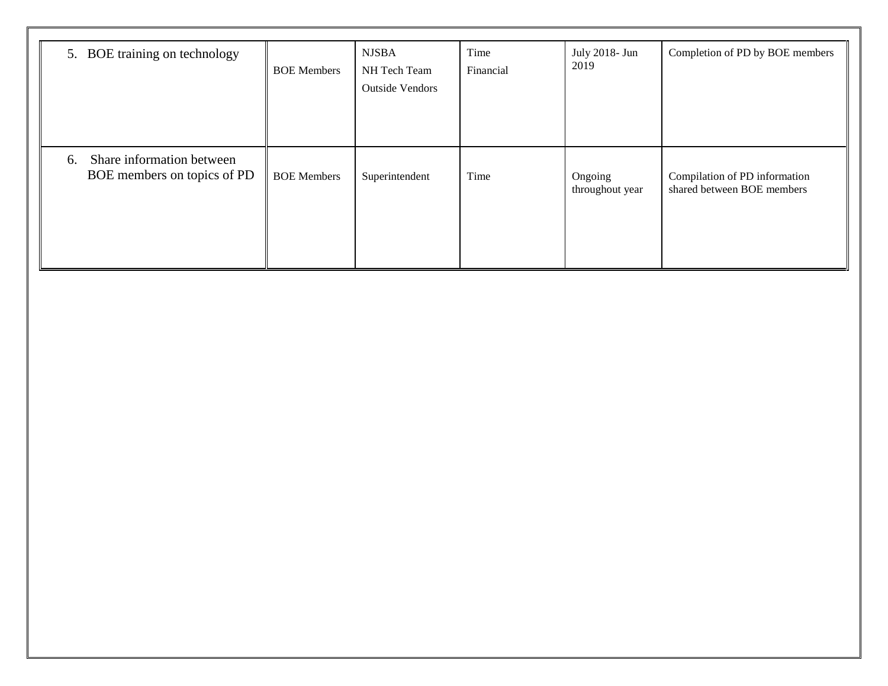| | | | | | |
|---|---|---|---|---|---|
| 5. BOE training on technology | BOE Members | NJSBA<br>NH Tech Team<br>Outside Vendors | Time<br>Financial | July 2018- Jun 2019 | Completion of PD by BOE members |
| 6. Share information between BOE members on topics of PD | BOE Members | Superintendent | Time | Ongoing throughout year | Compilation of PD information shared between BOE members |